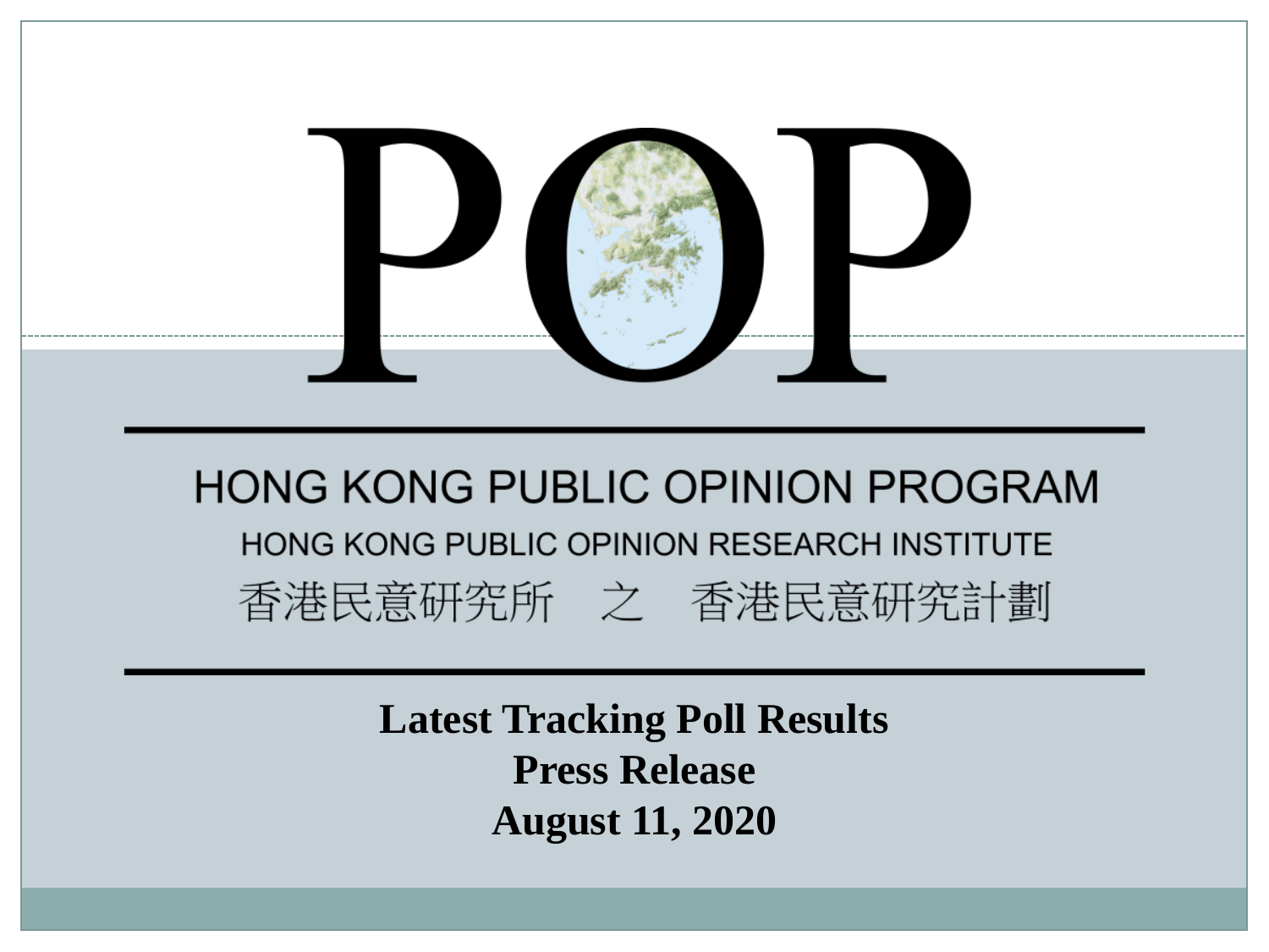# POP

## HONG KONG PUBLIC OPINION PROGRAM

HONG KONG PUBLIC OPINION RESEARCH INSTITUTE

香港民意研究所　之　香港民意研究計劃

**Latest Tracking Poll Results**

**Press Release**

**August 11, 2020**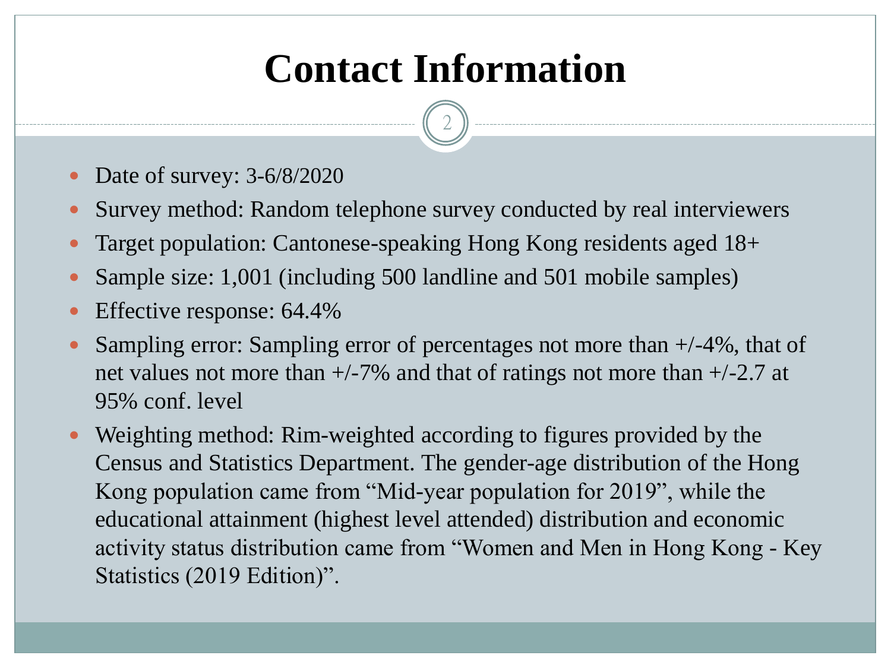# Contact Information

- Date of survey: 3-6/8/2020
- Survey method: Random telephone survey conducted by real interviewers
- Target population: Cantonese-speaking Hong Kong residents aged 18+
- Sample size: 1,001 (including 500 landline and 501 mobile samples)
- Effective response: 64.4%
- Sampling error: Sampling error of percentages not more than +/-4%, that of net values not more than +/-7% and that of ratings not more than +/-2.7 at 95% conf. level
- Weighting method: Rim-weighted according to figures provided by the Census and Statistics Department. The gender-age distribution of the Hong Kong population came from "Mid-year population for 2019", while the educational attainment (highest level attended) distribution and economic activity status distribution came from "Women and Men in Hong Kong - Key Statistics (2019 Edition)".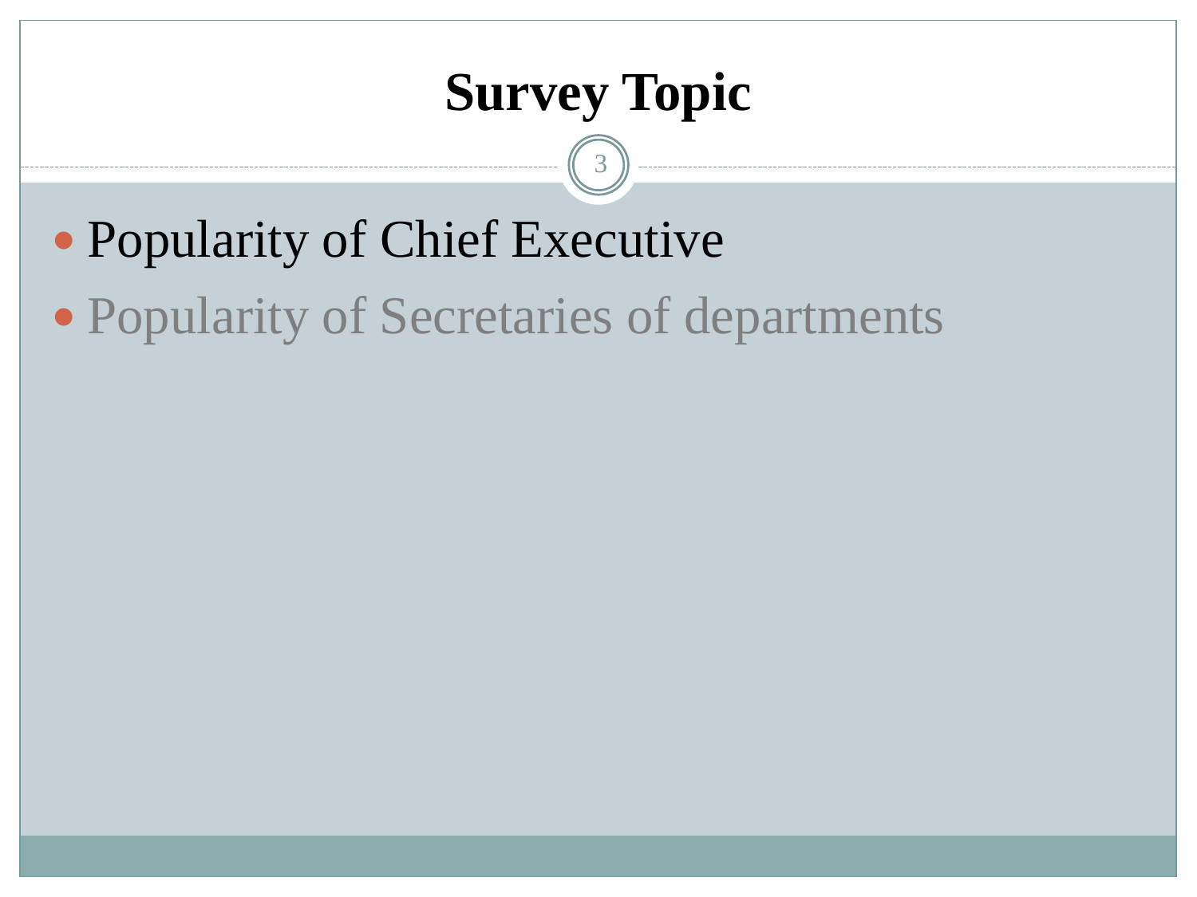# Survey Topic

- Popularity of Chief Executive
- Popularity of Secretaries of departments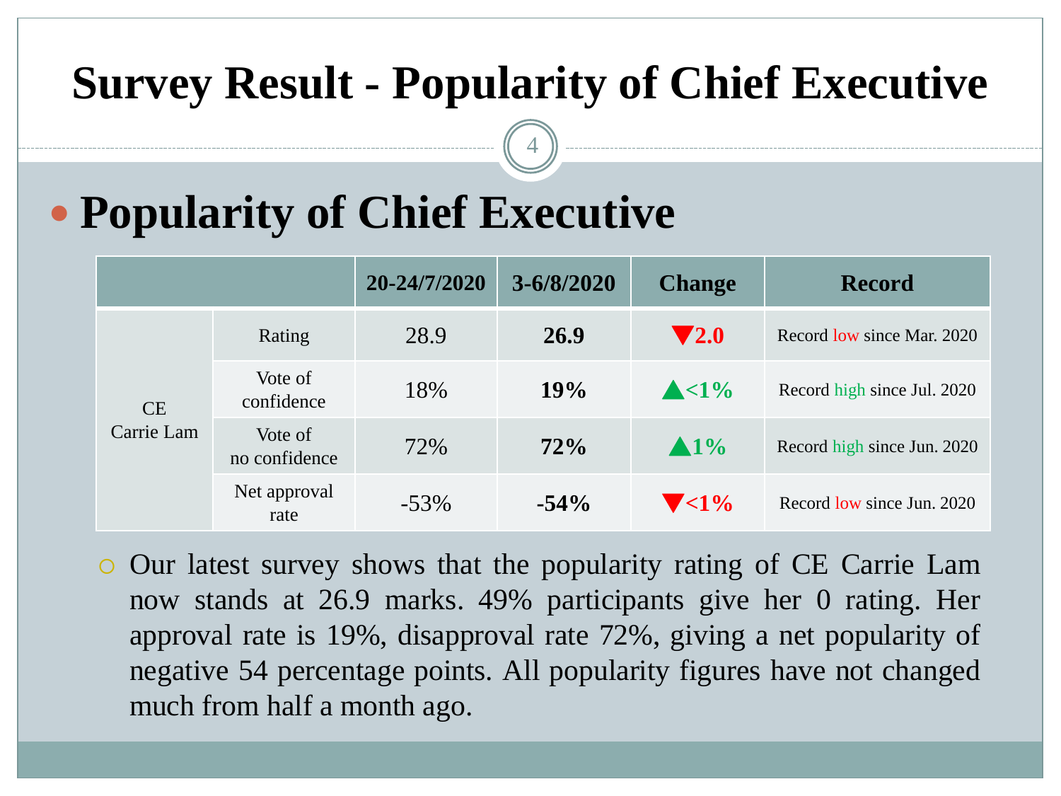# Survey Result - Popularity of Chief Executive

## Popularity of Chief Executive

| | | 20-24/7/2020 | 3-6/8/2020 | Change | Record |
|---|---|---|---|---|---|
| CE Carrie Lam | Rating | 28.9 | **26.9** | ▼**2.0** | Record low since Mar. 2020 |
| | Vote of confidence | 18% | **19%** | ▲**<1%** | Record high since Jul. 2020 |
| | Vote of no confidence | 72% | **72%** | ▲**1%** | Record high since Jun. 2020 |
| | Net approval rate | -53% | **-54%** | ▼**<1%** | Record low since Jun. 2020 |

- Our latest survey shows that the popularity rating of CE Carrie Lam now stands at 26.9 marks. 49% participants give her 0 rating. Her approval rate is 19%, disapproval rate 72%, giving a net popularity of negative 54 percentage points. All popularity figures have not changed much from half a month ago.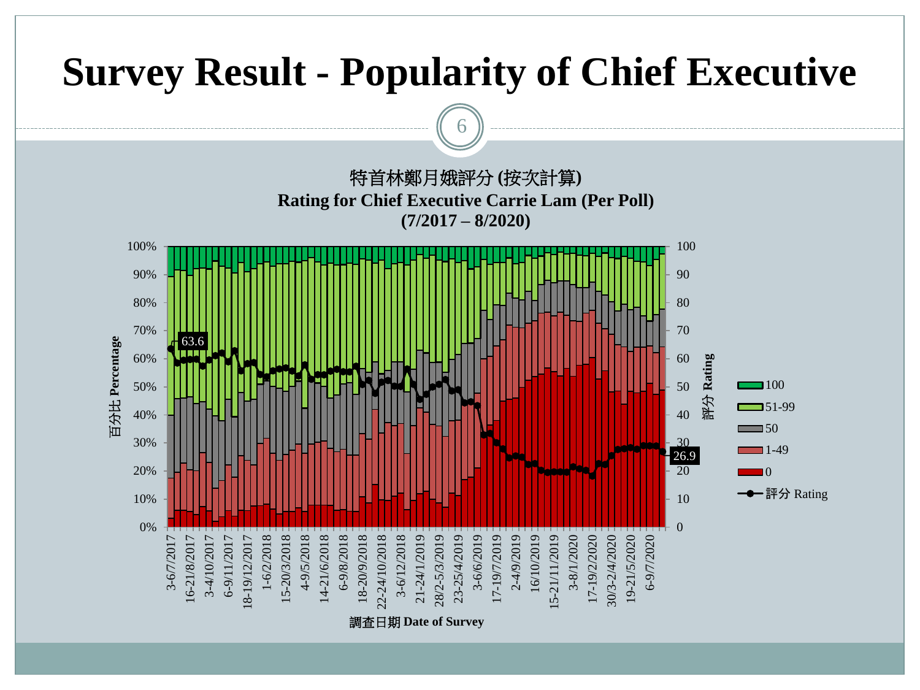# Survey Result - Popularity of Chief Executive

特首林鄭月娥評分 (按次計算)

**Rating for Chief Executive Carrie Lam (Per Poll)**

**(7/2017 – 8/2020)**

百分比 Percentage

評分 Rating

Legend: 100, 51-99, 50, 1-49, 0, 評分 Rating

63.6

26.9

調查日期 Date of Survey

3-6/7/2017, 16-21/8/2017, 3-4/10/2017, 6-9/11/2017, 18-19/12/2017, 1-6/2/2018, 15-20/3/2018, 4-9/5/2018, 14-21/6/2018, 6-9/8/2018, 18-20/9/2018, 22-24/10/2018, 3-6/12/2018, 21-24/1/2019, 28/2-5/3/2019, 23-25/4/2019, 3-6/6/2019, 17-19/7/2019, 2-4/9/2019, 16/10/2019, 15-21/11/2019, 3-8/1/2020, 17-19/2/2020, 30/3-2/4/2020, 19-21/5/2020, 6-9/7/2020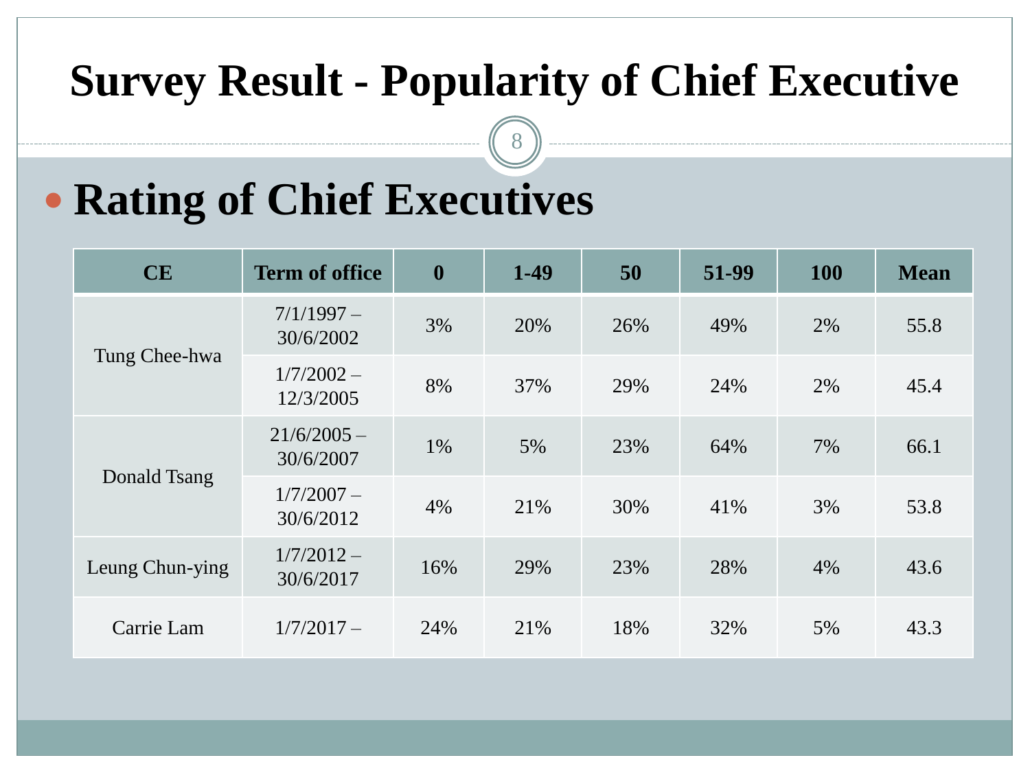# Survey Result - Popularity of Chief Executive

## Rating of Chief Executives

| CE | Term of office | 0 | 1-49 | 50 | 51-99 | 100 | Mean |
|---|---|---|---|---|---|---|---|
| Tung Chee-hwa | 7/1/1997 – 30/6/2002 | 3% | 20% | 26% | 49% | 2% | 55.8 |
| | 1/7/2002 – 12/3/2005 | 8% | 37% | 29% | 24% | 2% | 45.4 |
| Donald Tsang | 21/6/2005 – 30/6/2007 | 1% | 5% | 23% | 64% | 7% | 66.1 |
| | 1/7/2007 – 30/6/2012 | 4% | 21% | 30% | 41% | 3% | 53.8 |
| Leung Chun-ying | 1/7/2012 – 30/6/2017 | 16% | 29% | 23% | 28% | 4% | 43.6 |
| Carrie Lam | 1/7/2017 – | 24% | 21% | 18% | 32% | 5% | 43.3 |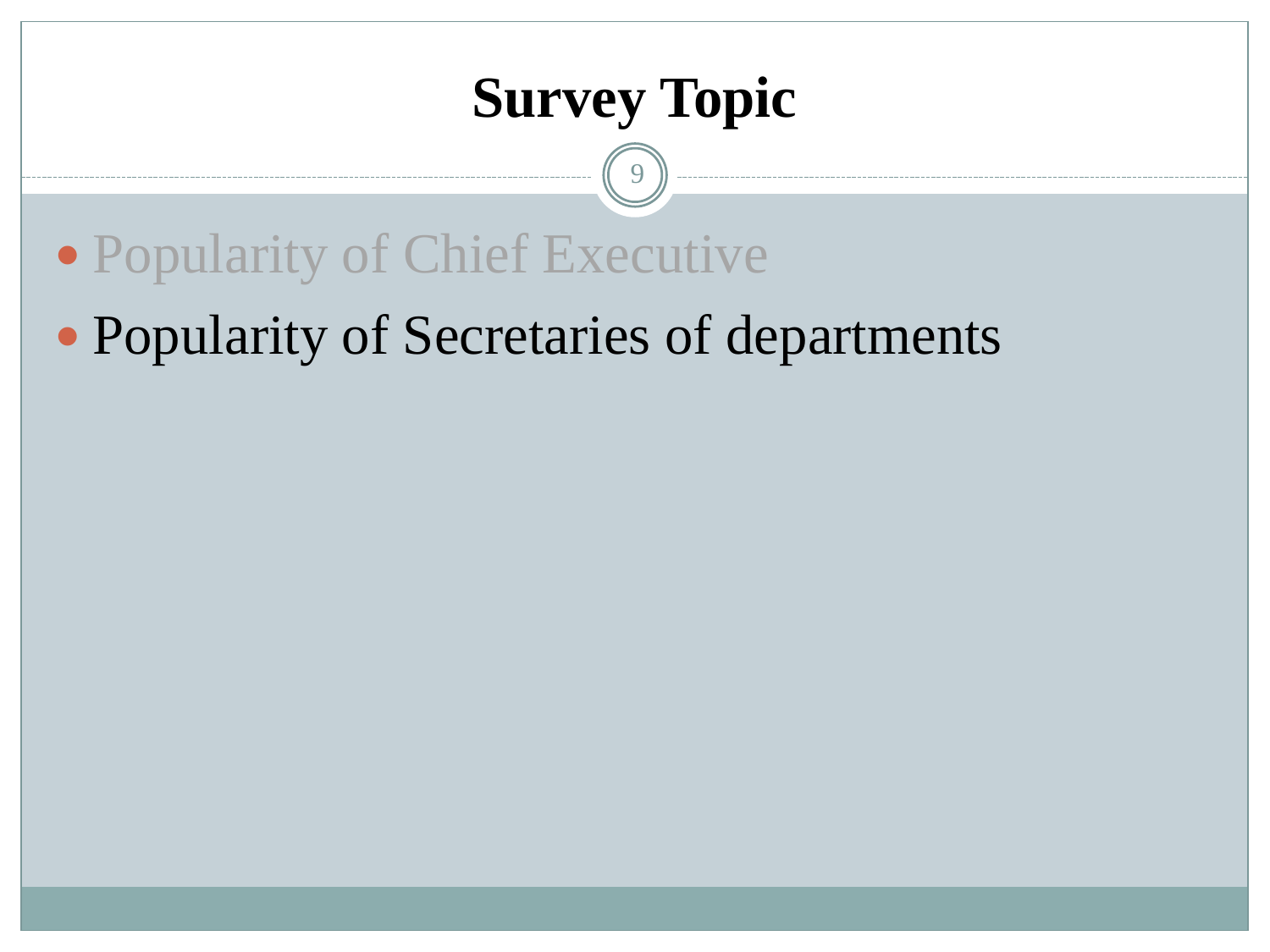# Survey Topic

- Popularity of Chief Executive
- Popularity of Secretaries of departments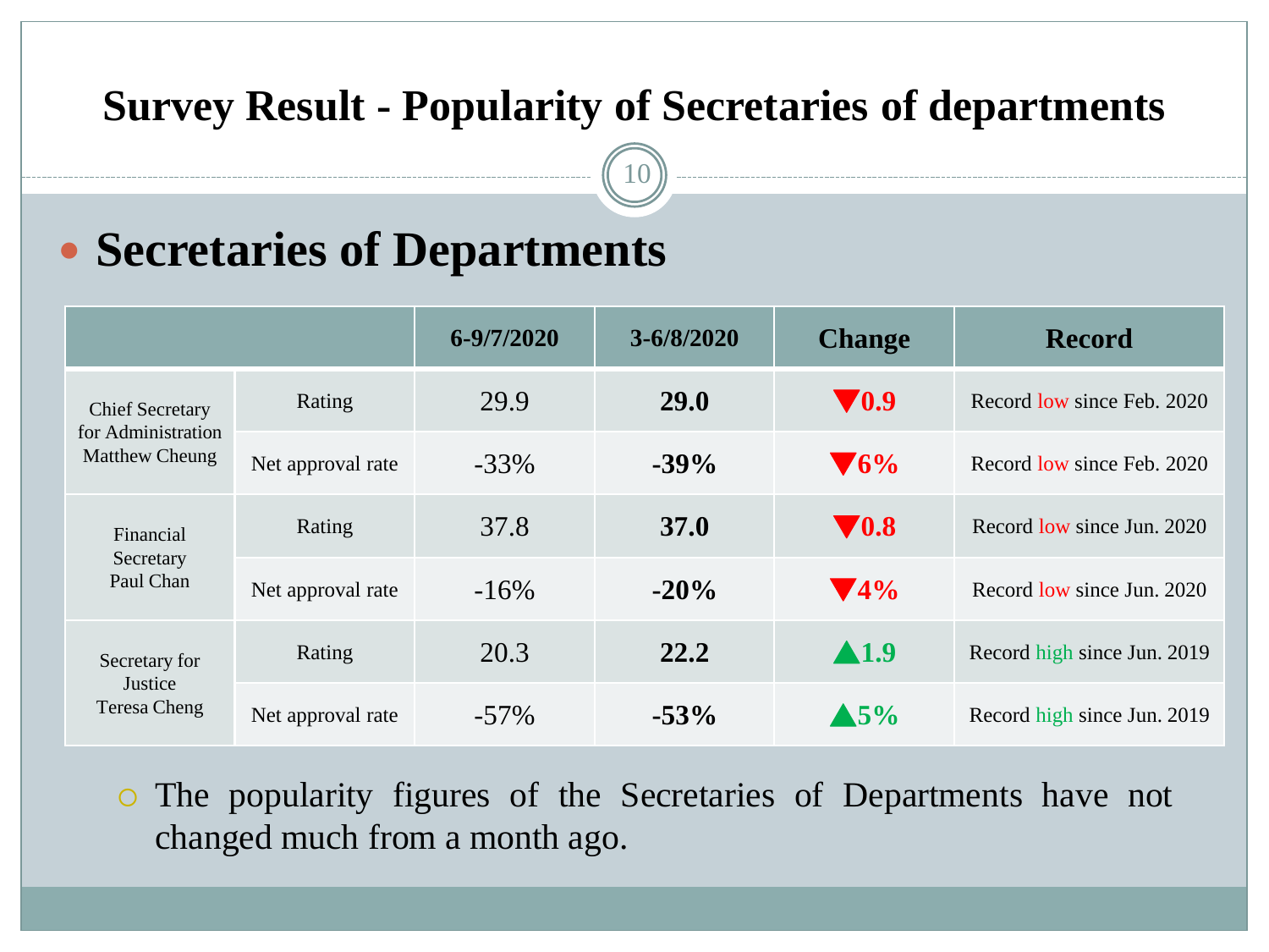# Survey Result - Popularity of Secretaries of departments

## Secretaries of Departments

| | | 6-9/7/2020 | 3-6/8/2020 | Change | Record |
|---|---|---|---|---|---|
| Chief Secretary for Administration Matthew Cheung | Rating | 29.9 | **29.0** | ▼**0.9** | Record low since Feb. 2020 |
| | Net approval rate | -33% | **-39%** | ▼**6%** | Record low since Feb. 2020 |
| Financial Secretary Paul Chan | Rating | 37.8 | **37.0** | ▼**0.8** | Record low since Jun. 2020 |
| | Net approval rate | -16% | **-20%** | ▼**4%** | Record low since Jun. 2020 |
| Secretary for Justice Teresa Cheng | Rating | 20.3 | **22.2** | ▲**1.9** | Record high since Jun. 2019 |
| | Net approval rate | -57% | **-53%** | ▲**5%** | Record high since Jun. 2019 |

- The popularity figures of the Secretaries of Departments have not changed much from a month ago.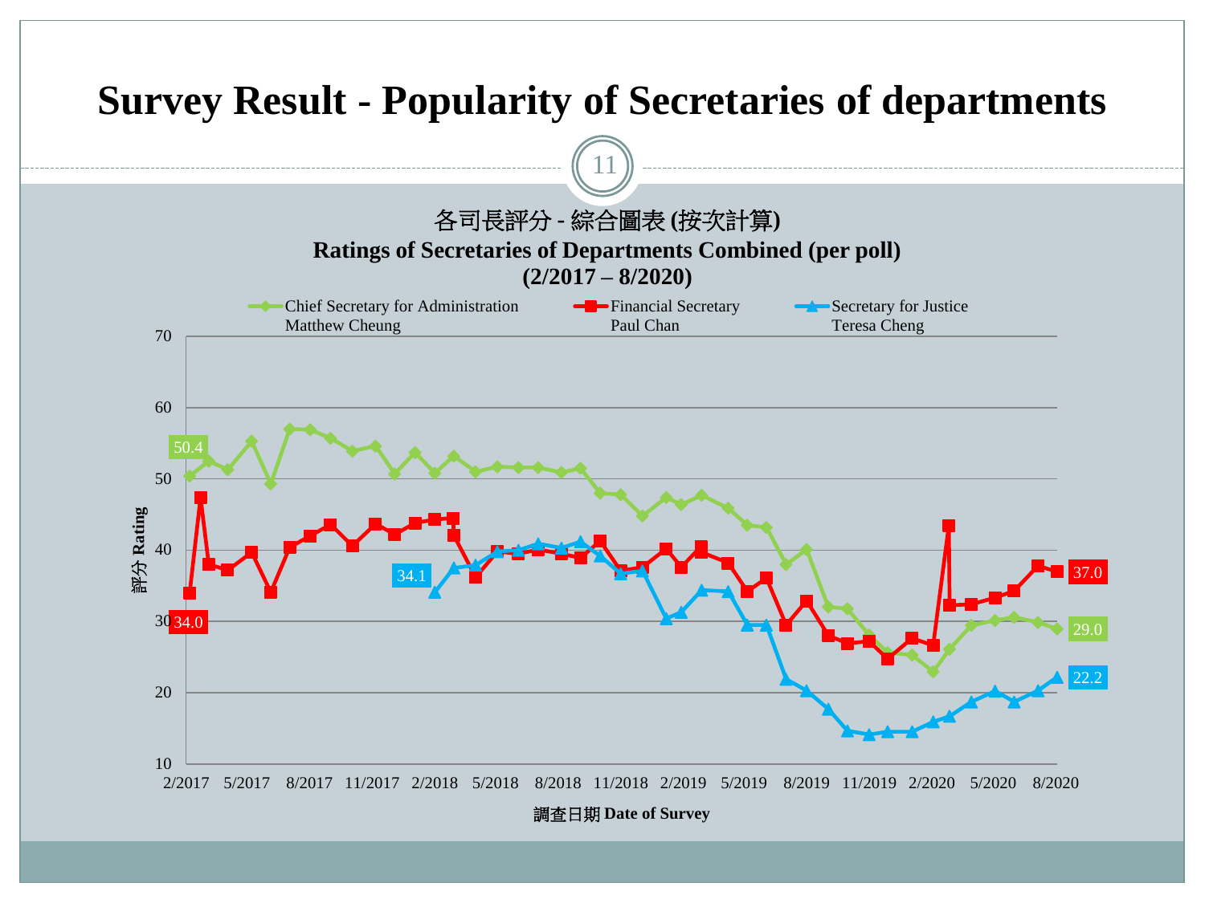# Survey Result - Popularity of Secretaries of departments

各司長評分 - 綜合圖表 (按次計算)

**Ratings of Secretaries of Departments Combined (per poll)**

**(2/2017 – 8/2020)**

Chief Secretary for Administration Matthew Cheung | Financial Secretary Paul Chan | Secretary for Justice Teresa Cheng

評分 Rating

調查日期 Date of Survey

| Series | Start | End |
|---|---|---|
| Chief Secretary for Administration Matthew Cheung | 50.4 | 29.0 |
| Financial Secretary Paul Chan | 34.0 | 37.0 |
| Secretary for Justice Teresa Cheng | 34.1 | 22.2 |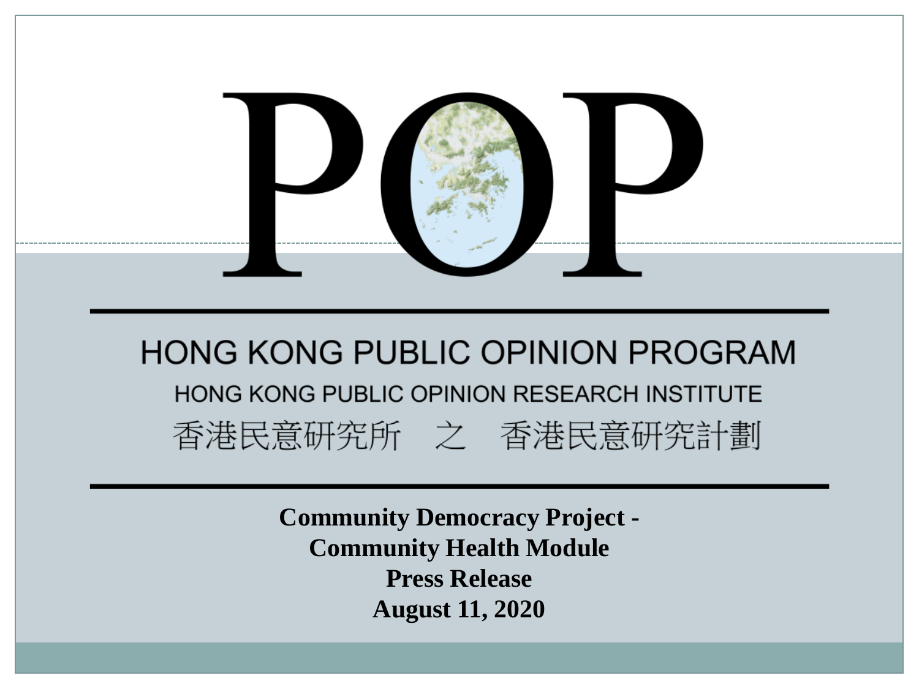# POP

HONG KONG PUBLIC OPINION PROGRAM

HONG KONG PUBLIC OPINION RESEARCH INSTITUTE

香港民意研究所　之　香港民意研究計劃

**Community Democracy Project -**
**Community Health Module**
**Press Release**
**August 11, 2020**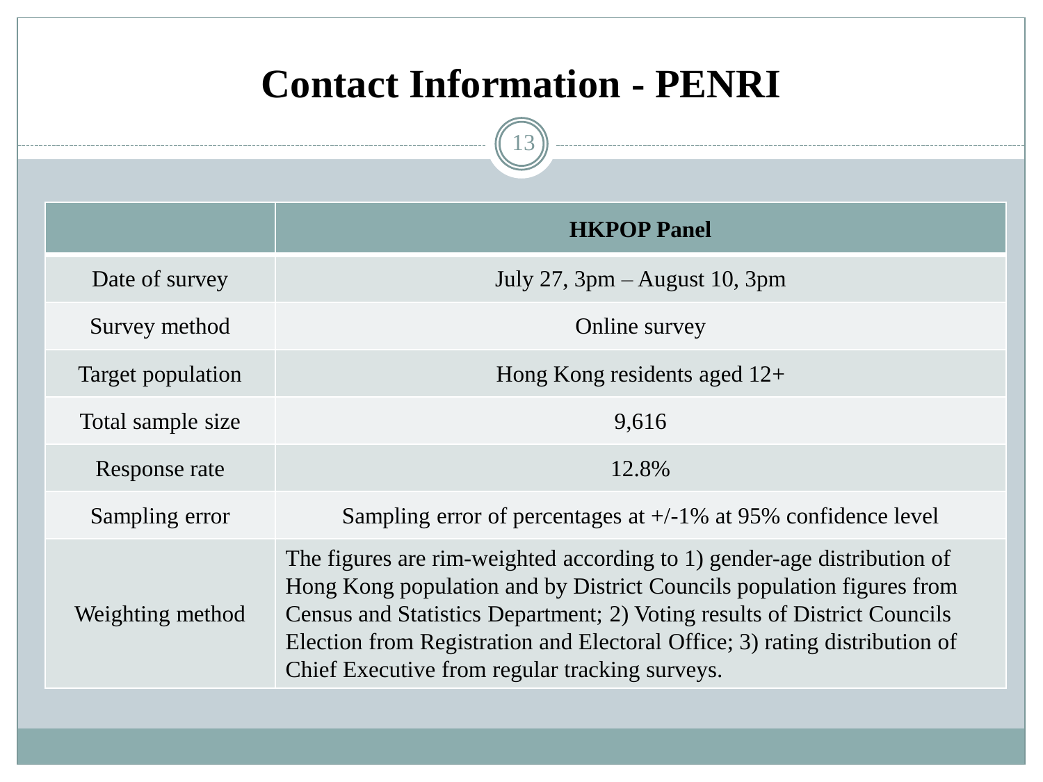# Contact Information - PENRI

| | **HKPOP Panel** |
|---|---|
| Date of survey | July 27, 3pm – August 10, 3pm |
| Survey method | Online survey |
| Target population | Hong Kong residents aged 12+ |
| Total sample size | 9,616 |
| Response rate | 12.8% |
| Sampling error | Sampling error of percentages at +/-1% at 95% confidence level |
| Weighting method | The figures are rim-weighted according to 1) gender-age distribution of Hong Kong population and by District Councils population figures from Census and Statistics Department; 2) Voting results of District Councils Election from Registration and Electoral Office; 3) rating distribution of Chief Executive from regular tracking surveys. |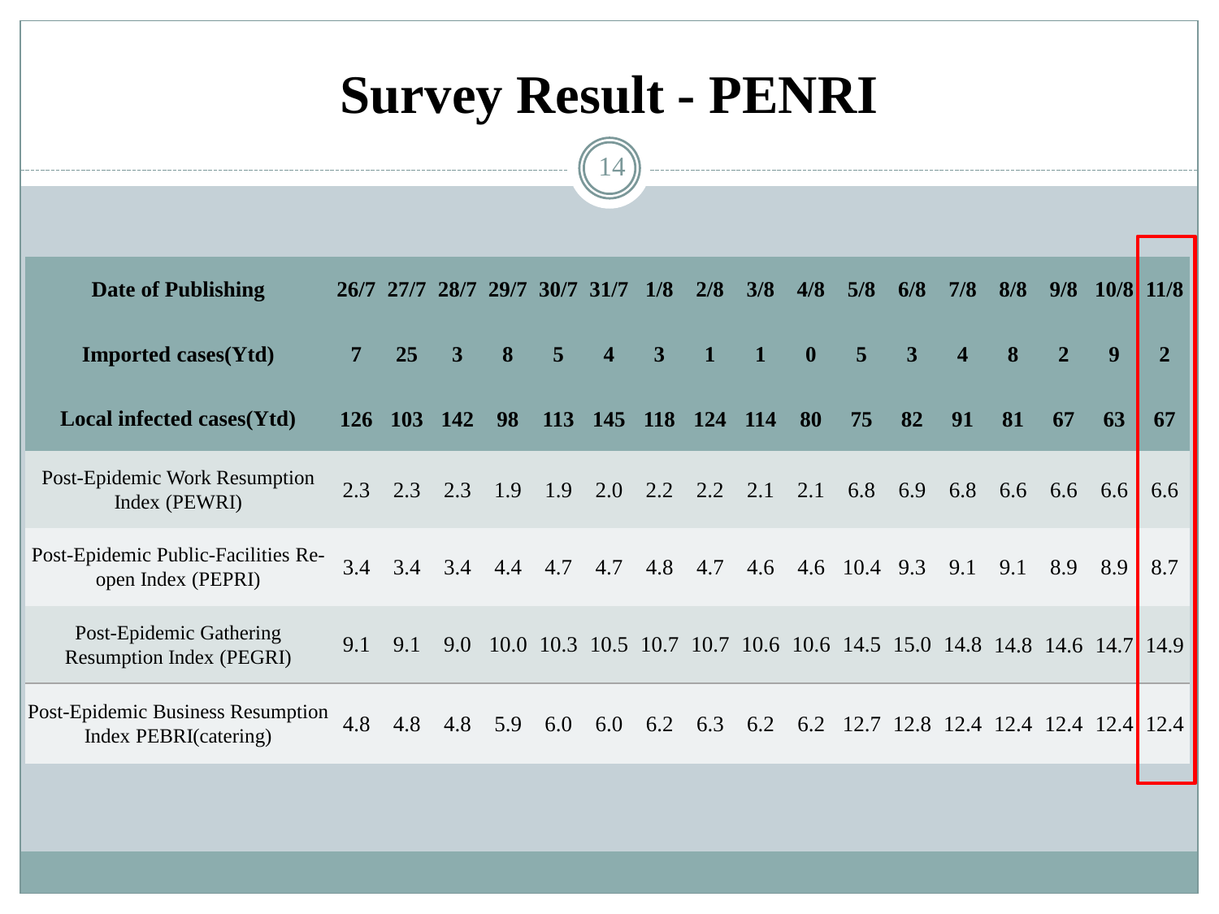# Survey Result - PENRI

| Date of Publishing | 26/7 | 27/7 | 28/7 | 29/7 | 30/7 | 31/7 | 1/8 | 2/8 | 3/8 | 4/8 | 5/8 | 6/8 | 7/8 | 8/8 | 9/8 | 10/8 | 11/8 |
|---|---|---|---|---|---|---|---|---|---|---|---|---|---|---|---|---|---|
| **Imported cases(Ytd)** | **7** | **25** | **3** | **8** | **5** | **4** | **3** | **1** | **1** | **0** | **5** | **3** | **4** | **8** | **2** | **9** | **2** |
| **Local infected cases(Ytd)** | **126** | **103** | **142** | **98** | **113** | **145** | **118** | **124** | **114** | **80** | **75** | **82** | **91** | **81** | **67** | **63** | **67** |
| Post-Epidemic Work Resumption Index (PEWRI) | 2.3 | 2.3 | 2.3 | 1.9 | 1.9 | 2.0 | 2.2 | 2.2 | 2.1 | 2.1 | 6.8 | 6.9 | 6.8 | 6.6 | 6.6 | 6.6 | 6.6 |
| Post-Epidemic Public-Facilities Re-open Index (PEPRI) | 3.4 | 3.4 | 3.4 | 4.4 | 4.7 | 4.7 | 4.8 | 4.7 | 4.6 | 4.6 | 10.4 | 9.3 | 9.1 | 9.1 | 8.9 | 8.9 | 8.7 |
| Post-Epidemic Gathering Resumption Index (PEGRI) | 9.1 | 9.1 | 9.0 | 10.0 | 10.3 | 10.5 | 10.7 | 10.7 | 10.6 | 10.6 | 14.5 | 15.0 | 14.8 | 14.8 | 14.6 | 14.7 | 14.9 |
| Post-Epidemic Business Resumption Index PEBRI(catering) | 4.8 | 4.8 | 4.8 | 5.9 | 6.0 | 6.0 | 6.2 | 6.3 | 6.2 | 6.2 | 12.7 | 12.8 | 12.4 | 12.4 | 12.4 | 12.4 | 12.4 |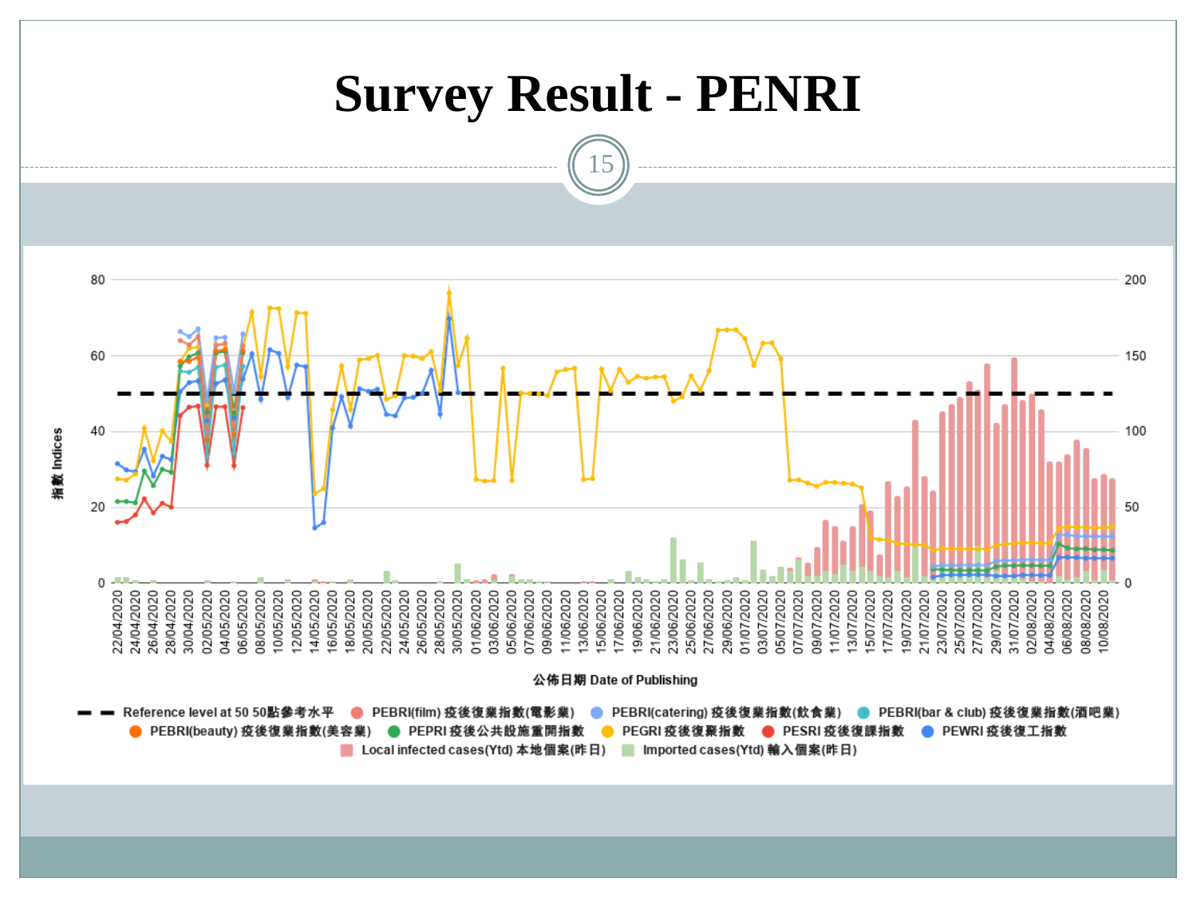# Survey Result - PENRI

指數 Indices

80
60
40
20
0

200
150
100
50
0

22/04/2020
24/04/2020
26/04/2020
28/04/2020
30/04/2020
02/05/2020
04/05/2020
06/05/2020
08/05/2020
10/05/2020
12/05/2020
14/05/2020
16/05/2020
18/05/2020
20/05/2020
22/05/2020
24/05/2020
26/05/2020
28/05/2020
30/05/2020
01/06/2020
03/06/2020
05/06/2020
07/06/2020
09/06/2020
11/06/2020
13/06/2020
15/06/2020
17/06/2020
19/06/2020
21/06/2020
23/06/2020
25/06/2020
27/06/2020
29/06/2020
01/07/2020
03/07/2020
05/07/2020
07/07/2020
09/07/2020
11/07/2020
13/07/2020
15/07/2020
17/07/2020
19/07/2020
21/07/2020
23/07/2020
25/07/2020
27/07/2020
29/07/2020
31/07/2020
02/08/2020
04/08/2020
06/08/2020
08/08/2020
10/08/2020

公佈日期 Date of Publishing

Reference level at 50 50點參考水平
PEBRI(film) 疫後復業指數(電影業)
PEBRI(catering) 疫後復業指數(飲食業)
PEBRI(bar & club) 疫後復業指數(酒吧業)
PEBRI(beauty) 疫後復業指數(美容業)
PEPRI 疫後公共設施重開指數
PEGRI 疫後復聚指數
PESRI 疫後復課指數
PEWRI 疫後復工指數
Local infected cases(Ytd) 本地個案(昨日)
Imported cases(Ytd) 輸入個案(昨日)